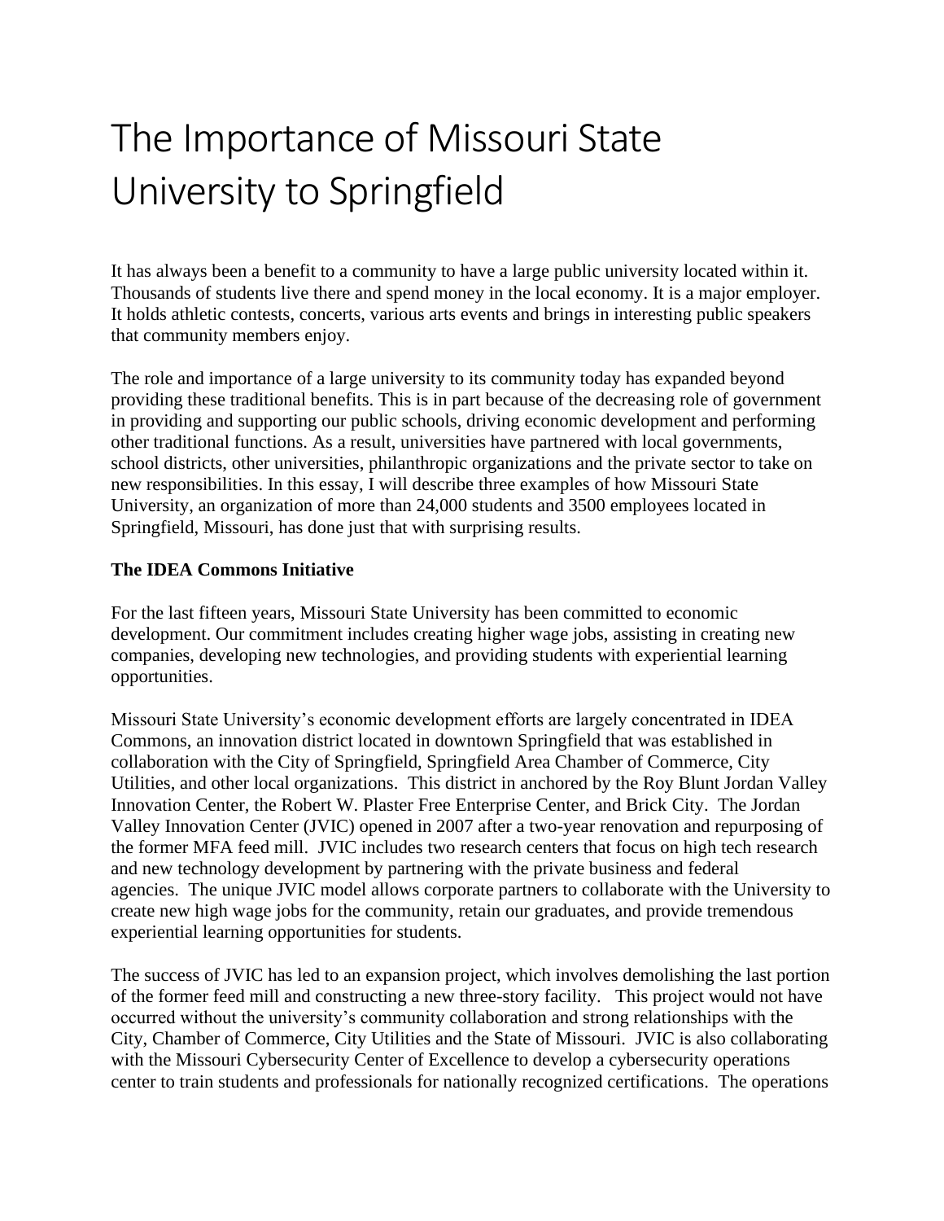# The Importance of Missouri State University to Springfield

It has always been a benefit to a community to have a large public university located within it. Thousands of students live there and spend money in the local economy. It is a major employer. It holds athletic contests, concerts, various arts events and brings in interesting public speakers that community members enjoy.

The role and importance of a large university to its community today has expanded beyond providing these traditional benefits. This is in part because of the decreasing role of government in providing and supporting our public schools, driving economic development and performing other traditional functions. As a result, universities have partnered with local governments, school districts, other universities, philanthropic organizations and the private sector to take on new responsibilities. In this essay, I will describe three examples of how Missouri State University, an organization of more than 24,000 students and 3500 employees located in Springfield, Missouri, has done just that with surprising results.

**The IDEA Commons Initiative**

For the last fifteen years, Missouri State University has been committed to economic development. Our commitment includes creating higher wage jobs, assisting in creating new companies, developing new technologies, and providing students with experiential learning opportunities.

Missouri State University's economic development efforts are largely concentrated in IDEA Commons, an innovation district located in downtown Springfield that was established in collaboration with the City of Springfield, Springfield Area Chamber of Commerce, City Utilities, and other local organizations. This district in anchored by the Roy Blunt Jordan Valley Innovation Center, the Robert W. Plaster Free Enterprise Center, and Brick City. The Jordan Valley Innovation Center (JVIC) opened in 2007 after a two-year renovation and repurposing of the former MFA feed mill. JVIC includes two research centers that focus on high tech research and new technology development by partnering with the private business and federal agencies. The unique JVIC model allows corporate partners to collaborate with the University to create new high wage jobs for the community, retain our graduates, and provide tremendous experiential learning opportunities for students.

The success of JVIC has led to an expansion project, which involves demolishing the last portion of the former feed mill and constructing a new three-story facility. This project would not have occurred without the university's community collaboration and strong relationships with the City, Chamber of Commerce, City Utilities and the State of Missouri. JVIC is also collaborating with the Missouri Cybersecurity Center of Excellence to develop a cybersecurity operations center to train students and professionals for nationally recognized certifications. The operations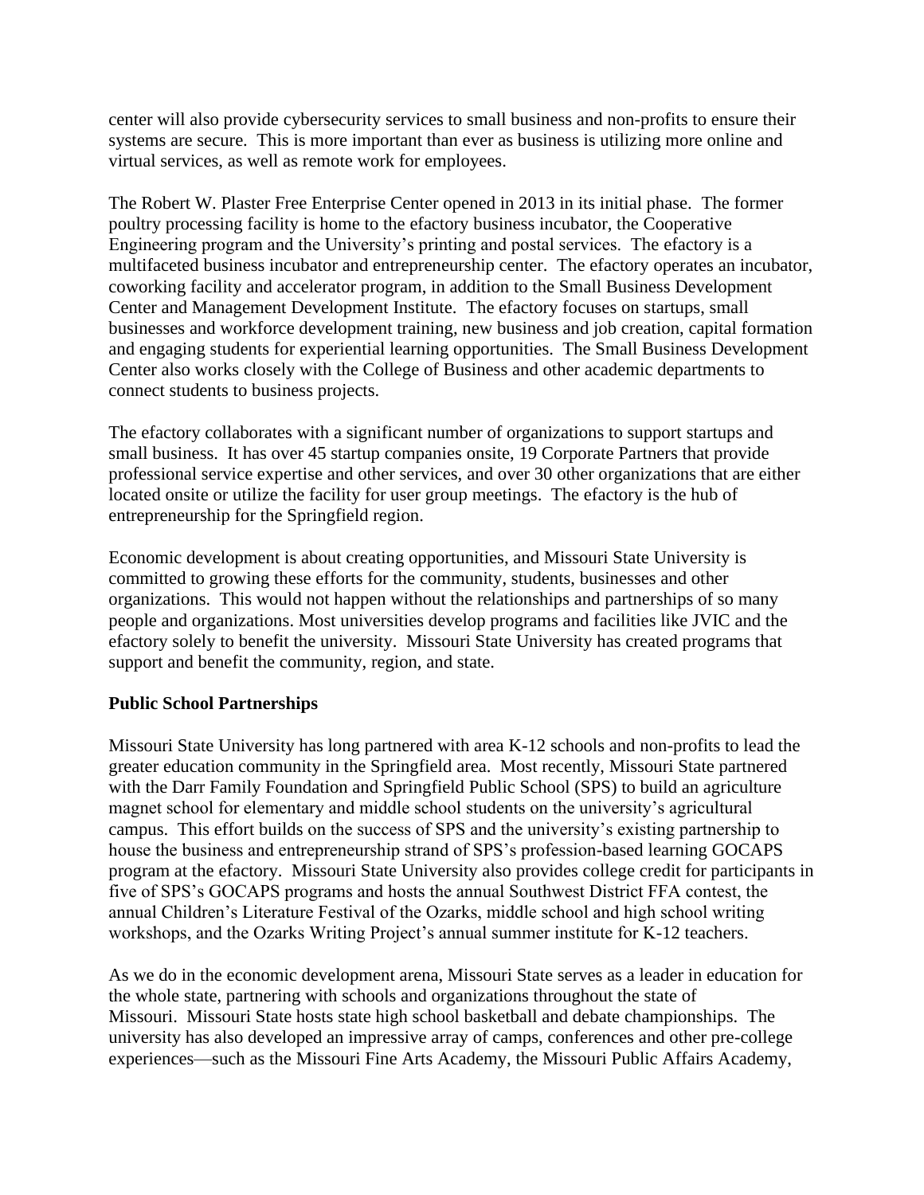center will also provide cybersecurity services to small business and non-profits to ensure their systems are secure. This is more important than ever as business is utilizing more online and virtual services, as well as remote work for employees.

The Robert W. Plaster Free Enterprise Center opened in 2013 in its initial phase. The former poultry processing facility is home to the efactory business incubator, the Cooperative Engineering program and the University's printing and postal services. The efactory is a multifaceted business incubator and entrepreneurship center. The efactory operates an incubator, coworking facility and accelerator program, in addition to the Small Business Development Center and Management Development Institute. The efactory focuses on startups, small businesses and workforce development training, new business and job creation, capital formation and engaging students for experiential learning opportunities. The Small Business Development Center also works closely with the College of Business and other academic departments to connect students to business projects.

The efactory collaborates with a significant number of organizations to support startups and small business. It has over 45 startup companies onsite, 19 Corporate Partners that provide professional service expertise and other services, and over 30 other organizations that are either located onsite or utilize the facility for user group meetings. The efactory is the hub of entrepreneurship for the Springfield region.

Economic development is about creating opportunities, and Missouri State University is committed to growing these efforts for the community, students, businesses and other organizations. This would not happen without the relationships and partnerships of so many people and organizations. Most universities develop programs and facilities like JVIC and the efactory solely to benefit the university. Missouri State University has created programs that support and benefit the community, region, and state.

**Public School Partnerships**

Missouri State University has long partnered with area K-12 schools and non-profits to lead the greater education community in the Springfield area. Most recently, Missouri State partnered with the Darr Family Foundation and Springfield Public School (SPS) to build an agriculture magnet school for elementary and middle school students on the university's agricultural campus. This effort builds on the success of SPS and the university's existing partnership to house the business and entrepreneurship strand of SPS's profession-based learning GOCAPS program at the efactory. Missouri State University also provides college credit for participants in five of SPS's GOCAPS programs and hosts the annual Southwest District FFA contest, the annual Children's Literature Festival of the Ozarks, middle school and high school writing workshops, and the Ozarks Writing Project's annual summer institute for K-12 teachers.

As we do in the economic development arena, Missouri State serves as a leader in education for the whole state, partnering with schools and organizations throughout the state of Missouri. Missouri State hosts state high school basketball and debate championships. The university has also developed an impressive array of camps, conferences and other pre-college experiences—such as the Missouri Fine Arts Academy, the Missouri Public Affairs Academy,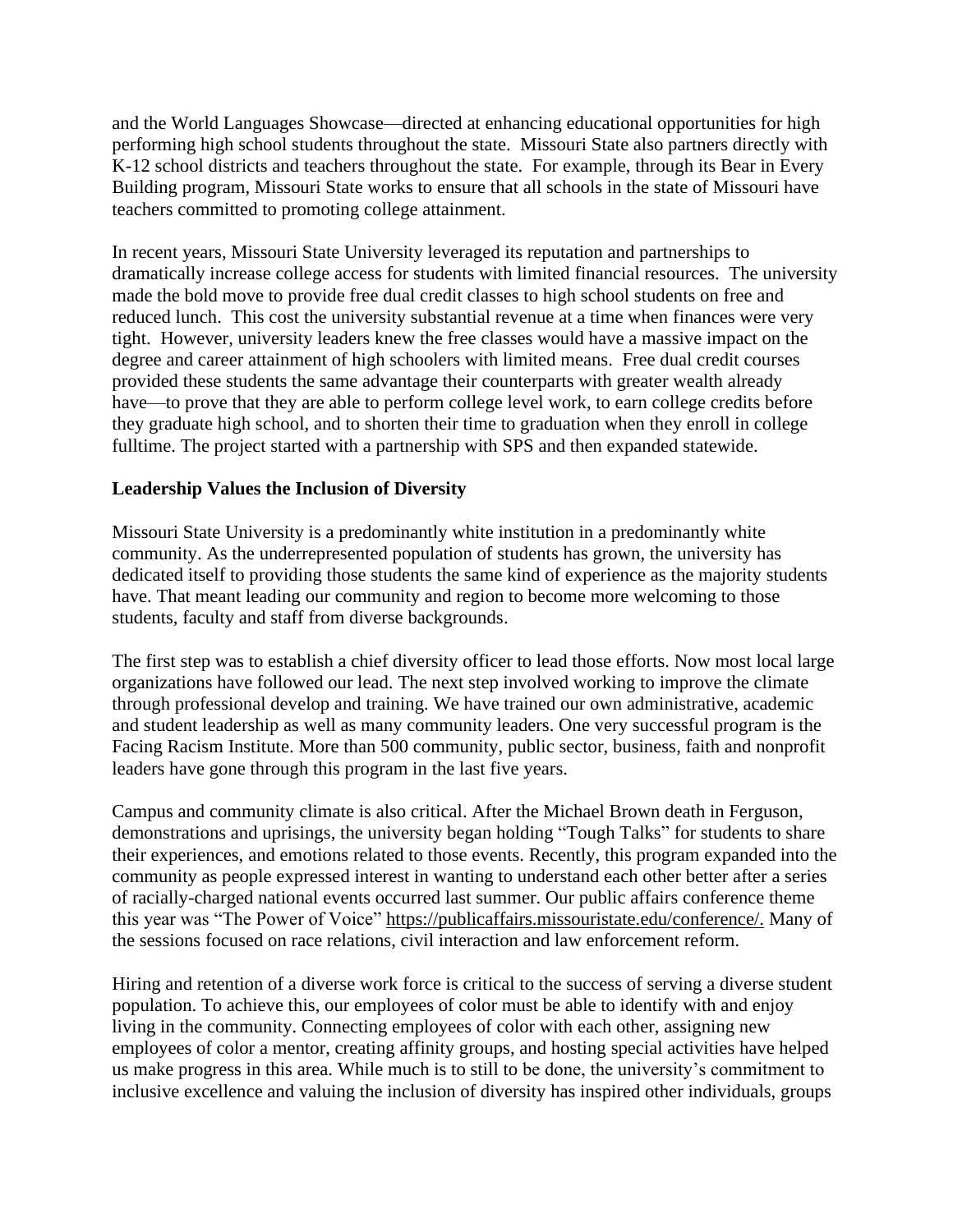and the World Languages Showcase—directed at enhancing educational opportunities for high performing high school students throughout the state. Missouri State also partners directly with K-12 school districts and teachers throughout the state. For example, through its Bear in Every Building program, Missouri State works to ensure that all schools in the state of Missouri have teachers committed to promoting college attainment.

In recent years, Missouri State University leveraged its reputation and partnerships to dramatically increase college access for students with limited financial resources. The university made the bold move to provide free dual credit classes to high school students on free and reduced lunch. This cost the university substantial revenue at a time when finances were very tight. However, university leaders knew the free classes would have a massive impact on the degree and career attainment of high schoolers with limited means. Free dual credit courses provided these students the same advantage their counterparts with greater wealth already have—to prove that they are able to perform college level work, to earn college credits before they graduate high school, and to shorten their time to graduation when they enroll in college fulltime. The project started with a partnership with SPS and then expanded statewide.

**Leadership Values the Inclusion of Diversity**

Missouri State University is a predominantly white institution in a predominantly white community. As the underrepresented population of students has grown, the university has dedicated itself to providing those students the same kind of experience as the majority students have. That meant leading our community and region to become more welcoming to those students, faculty and staff from diverse backgrounds.

The first step was to establish a chief diversity officer to lead those efforts. Now most local large organizations have followed our lead. The next step involved working to improve the climate through professional develop and training. We have trained our own administrative, academic and student leadership as well as many community leaders. One very successful program is the Facing Racism Institute. More than 500 community, public sector, business, faith and nonprofit leaders have gone through this program in the last five years.

Campus and community climate is also critical. After the Michael Brown death in Ferguson, demonstrations and uprisings, the university began holding "Tough Talks" for students to share their experiences, and emotions related to those events. Recently, this program expanded into the community as people expressed interest in wanting to understand each other better after a series of racially-charged national events occurred last summer. Our public affairs conference theme this year was "The Power of Voice" https://publicaffairs.missouristate.edu/conference/. Many of the sessions focused on race relations, civil interaction and law enforcement reform.

Hiring and retention of a diverse work force is critical to the success of serving a diverse student population. To achieve this, our employees of color must be able to identify with and enjoy living in the community. Connecting employees of color with each other, assigning new employees of color a mentor, creating affinity groups, and hosting special activities have helped us make progress in this area. While much is to still to be done, the university's commitment to inclusive excellence and valuing the inclusion of diversity has inspired other individuals, groups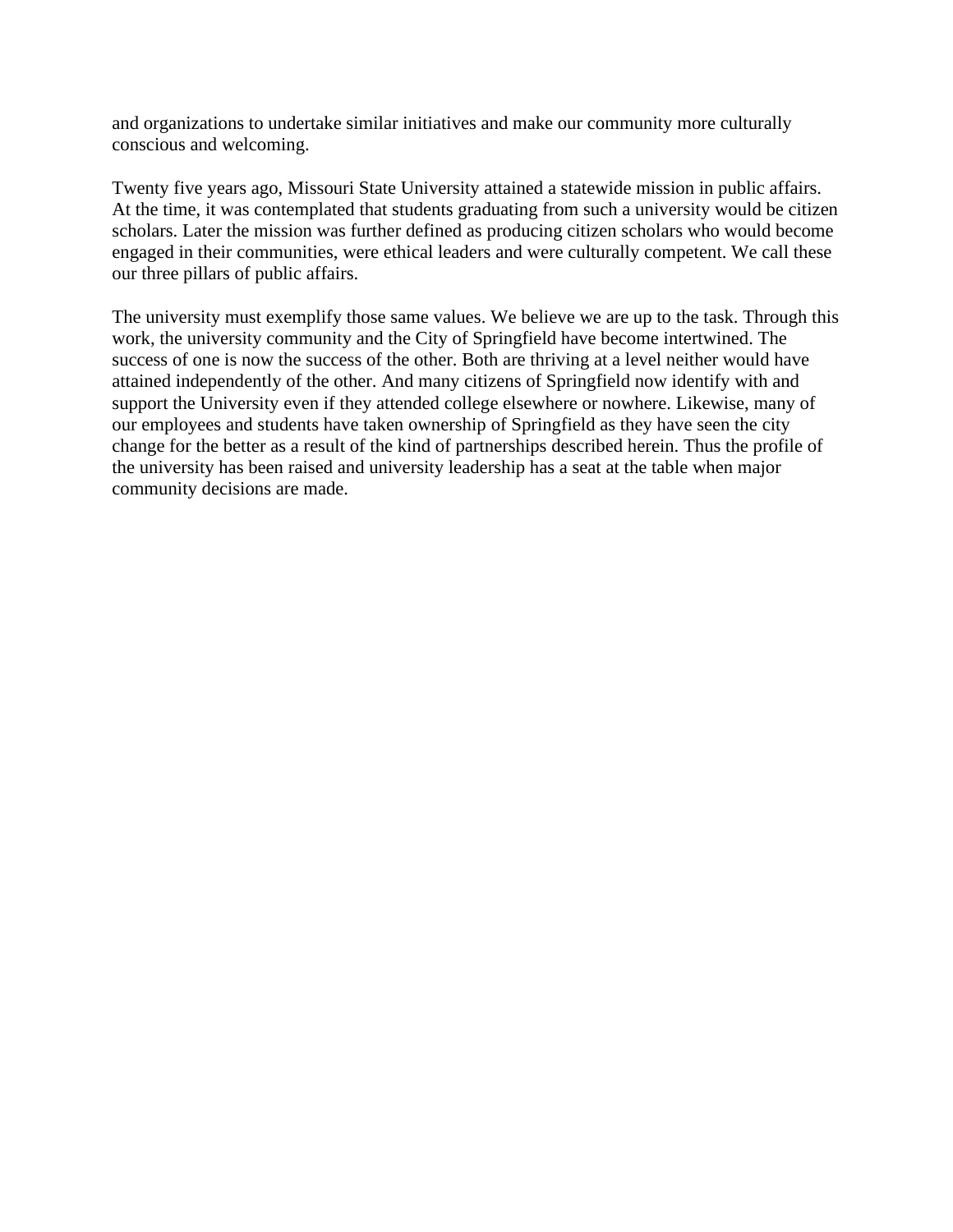and organizations to undertake similar initiatives and make our community more culturally conscious and welcoming.

Twenty five years ago, Missouri State University attained a statewide mission in public affairs. At the time, it was contemplated that students graduating from such a university would be citizen scholars. Later the mission was further defined as producing citizen scholars who would become engaged in their communities, were ethical leaders and were culturally competent. We call these our three pillars of public affairs.

The university must exemplify those same values. We believe we are up to the task. Through this work, the university community and the City of Springfield have become intertwined. The success of one is now the success of the other. Both are thriving at a level neither would have attained independently of the other. And many citizens of Springfield now identify with and support the University even if they attended college elsewhere or nowhere. Likewise, many of our employees and students have taken ownership of Springfield as they have seen the city change for the better as a result of the kind of partnerships described herein. Thus the profile of the university has been raised and university leadership has a seat at the table when major community decisions are made.